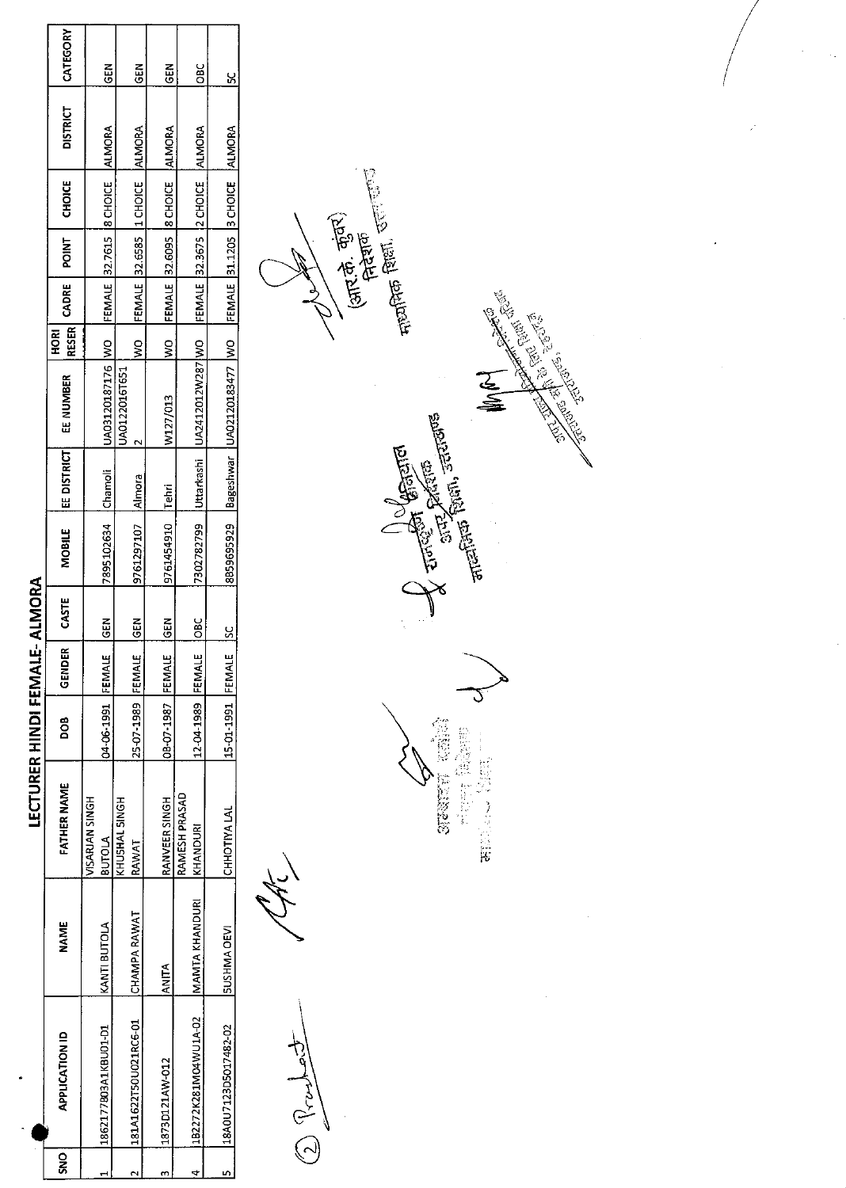# LECTURER HINDI FEMALE- ALMORA

| SNO | APPLICATION ID | NAME | FATHER NAME | DOB | GENDER | CASTE | MOBILE | EE DISTRICT | EE NUMBER | HORI RESER | CADRE | POINT | CHOICE | DISTRICT | CATEGORY |
|---|---|---|---|---|---|---|---|---|---|---|---|---|---|---|---|
| 1 | 1862177803A1KBU01-01 | KANTI BUTOLA | VISARJAN SINGH BUTOLA | 04-06-1991 | FEMALE | GEN | 7895102634 | Chamoli | UA0312018 7176 | WO | FEMALE | 32.7615 | 8 CHOICE | ALMORA | GEN |
| 2 | 181A1622T50U021RC6-01 | CHAMPA RAWAT | KHUSHAL SINGH RAWAT | 25-07-1989 | FEMALE | GEN | 9761297107 | Almora | UA0122016T651 2 | WO | FEMALE | 32.6585 | 1 CHOICE | ALMORA | GEN |
| 3 | 1873D121AW-012 | ANITA | RANVEER SINGH | 08-07-1987 | FEMALE | GEN | 9761454910 | Tehri | W127/013 | WO | FEMALE | 32.6095 | 8 CHOICE | ALMORA | GEN |
| 4 | 1B2272K281M04WU1A-02 | MAMTA KHANDURI | RAMESH PRASAD KHANDURI | 12-04-1989 | FEMALE | OBC | 7302782799 | Uttarkashi | UA2412012W287 | WO | FEMALE | 32.3675 | 2 CHOICE | ALMORA | OBC |
| 5 | 18A0U7123D5017482-02 | SUSHMA DEVI | CHHOTIYA LAL | 15-01-1991 | FEMALE | SC | 8859695929 | Bageshwar | UA0212018 3477 | WO | FEMALE | 31.1205 | 3 CHOICE | ALMORA | SC |

(आर. के. कुंवर)
निदेशक
माध्यमिक शिक्षा, उत्तराखण्ड

राजदीप सिंह रावत
अपर निदेशक
माध्यमिक शिक्षा, उत्तराखण्ड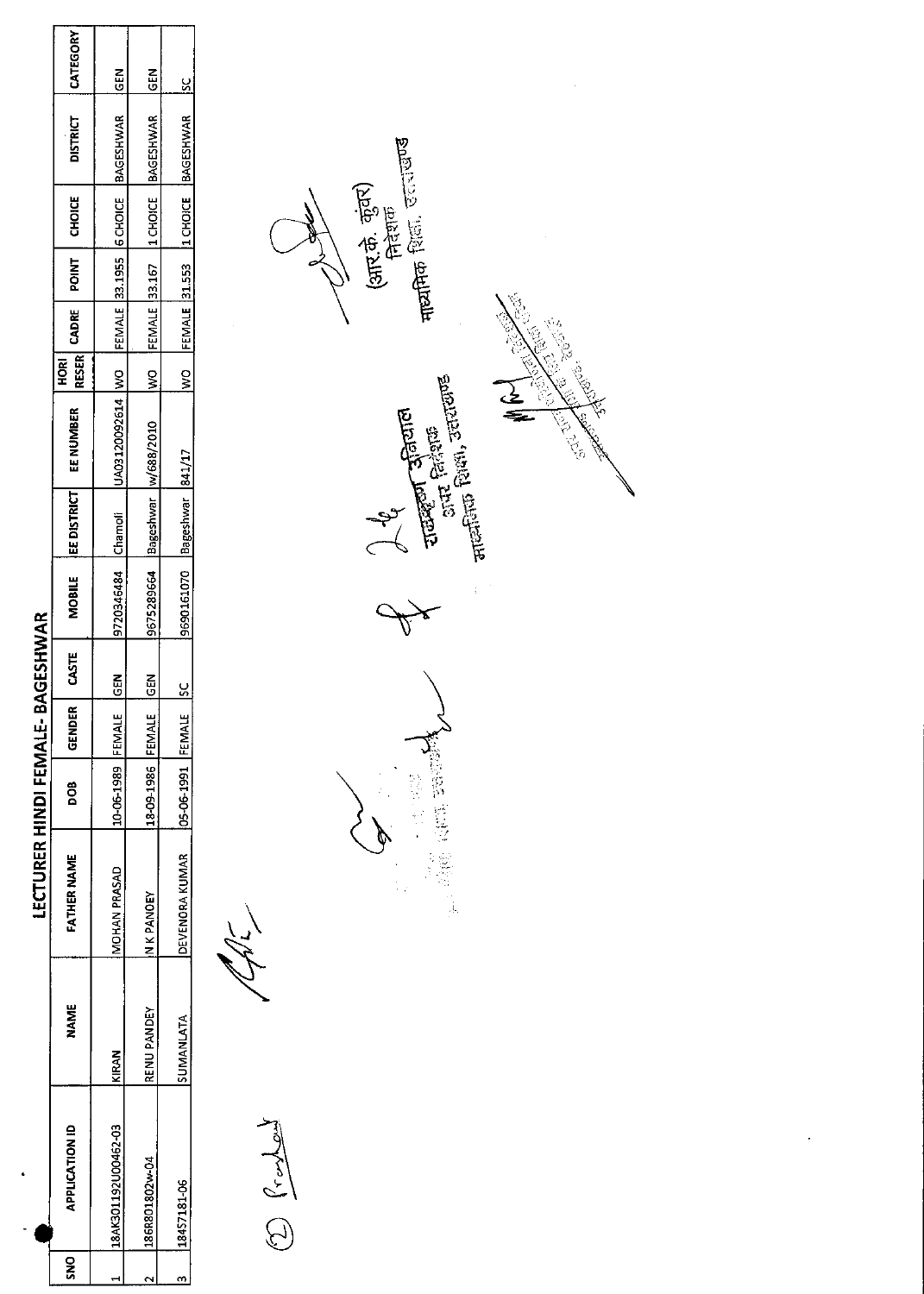# LECTURER HINDI FEMALE- BAGESHWAR

| SNO | APPLICATION ID | NAME | FATHER NAME | DOB | GENDER | CASTE | MOBILE | EE DISTRICT | EE NUMBER | HORI RESER | CADRE | POINT | CHOICE | DISTRICT | CATEGORY |
|---|---|---|---|---|---|---|---|---|---|---|---|---|---|---|---|
| 1 | 18AK301192U00462-03 | KIRAN | MOHAN PRASAD | 10-06-1989 | FEMALE | GEN | 9720346484 | Chamoli | UA03120092614 | WO | FEMALE | 33.1955 | 6 CHOICE | BAGESHWAR | GEN |
| 2 | 186R801802W-04 | RENU PANDEY | N K PANDEY | 18-09-1986 | FEMALE | GEN | 9675289664 | Bageshwar | w/688/2010 | WO | FEMALE | 33.167 | 1 CHOICE | BAGESHWAR | GEN |
| 3 | 18457181-06 | SUMANLATA | DEVENDRA KUMAR | 05-06-1991 | FEMALE | SC | 9690161070 | Bageshwar | 841/17 | WO | FEMALE | 31.553 | 1 CHOICE | BAGESHWAR | SC |

(आर.के. कुंवर)
निदेशक
माध्यमिक शिक्षा, उत्तराखण्ड

रामकृष्ण उनियाल
अपर निदेशक
माध्यमिक शिक्षा, उत्तराखण्ड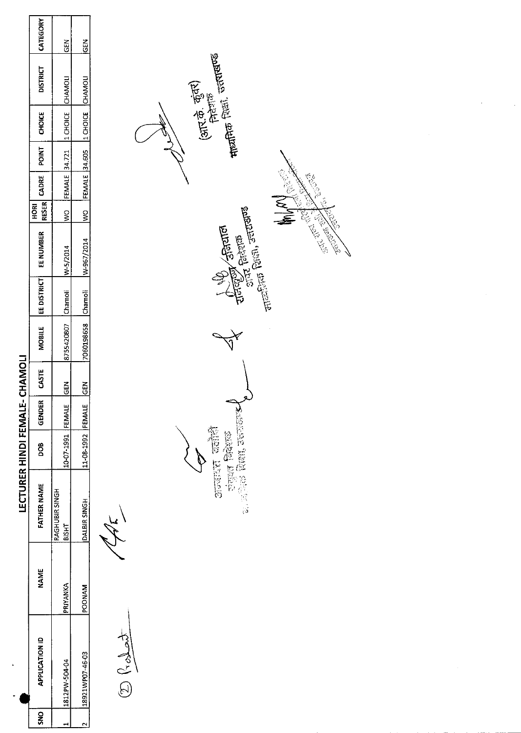# LECTURER HINDI FEMALE- CHAMOLI

| SNO | APPLICATION ID | NAME | FATHER NAME | DOB | GENDER | CASTE | MOBILE | EE DISTRICT | EE NUMBER | HORI RESER | CADRE | POINT | CHOICE | DISTRICT | CATEGORY |
|---|---|---|---|---|---|---|---|---|---|---|---|---|---|---|---|
| 1 | 1812PW-504-04 | PRIYANKA | RAGHUBIR SINGH BISHT | 10-07-1991 | FEMALE | GEN | 8755420807 | Chamoli | W-5/2014 | WO | FEMALE | 34.721 | 1 CHOICE | CHAMOLI | GEN |
| 2 | 18921WP07-46-03 | POONAM | DALBIR SINGH | 11-08-1992 | FEMALE | GEN | 7060198658 | Chamoli | W-967/2014 | WO | FEMALE | 34.605 | 1 CHOICE | CHAMOLI | GEN |

(आर.के. कुंवर)
निदेशक
माध्यमिक शिक्षा, उत्तराखण्ड

रामकृष्ण उनियाल
अपर निदेशक
माध्यमिक शिक्षा, उत्तराखण्ड

अजय कुमार नौटियाल
उप निदेशक
माध्यमिक शिक्षा, उत्तराखण्ड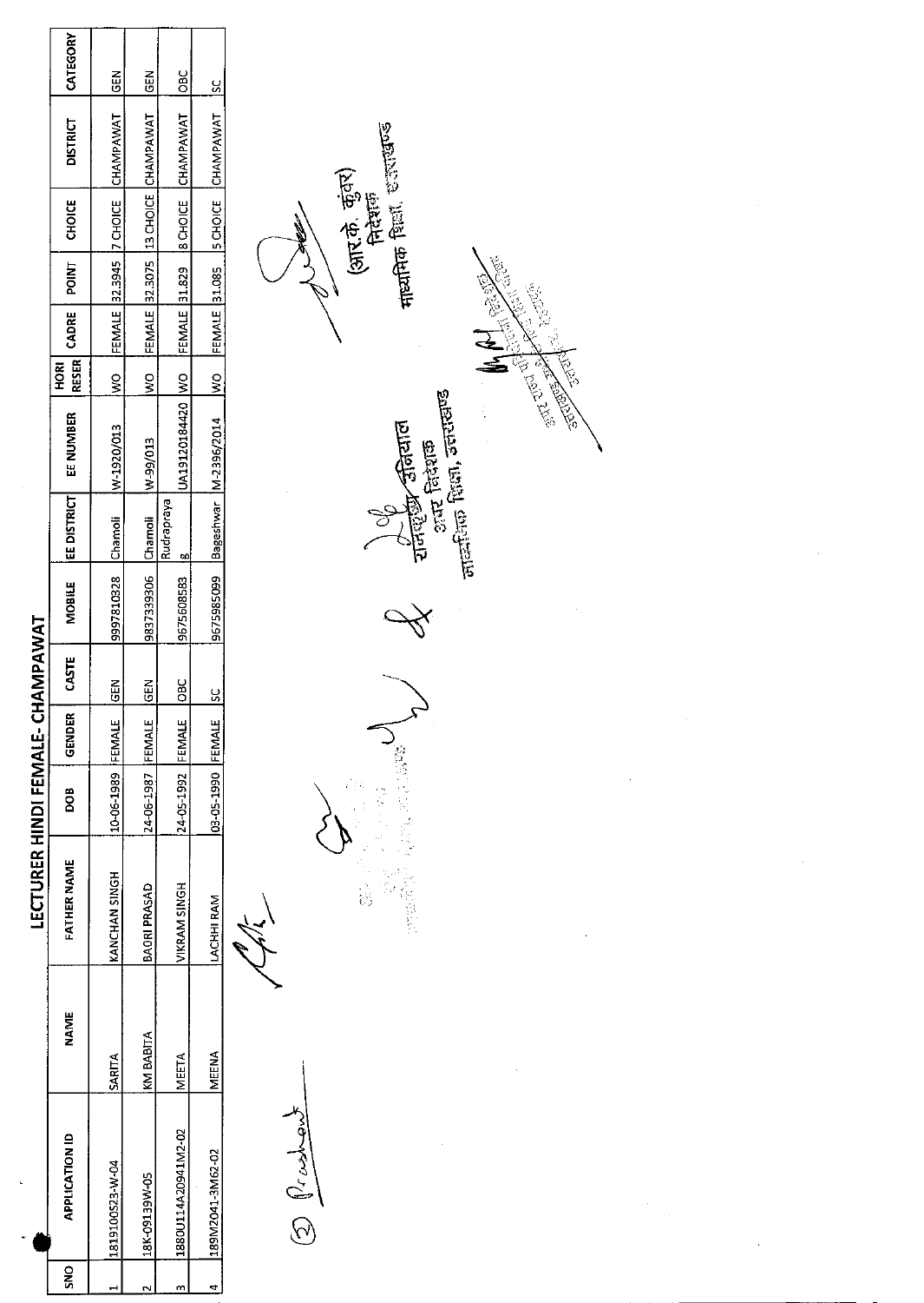# LECTURER HINDI FEMALE- CHAMPAWAT

| SNO | APPLICATION ID | NAME | FATHER NAME | DOB | GENDER | CASTE | MOBILE | EE DISTRICT | EE NUMBER | HORI RESER | CADRE | POINT | CHOICE | DISTRICT | CATEGORY |
|---|---|---|---|---|---|---|---|---|---|---|---|---|---|---|---|
| 1 | 181910O523-W-04 | SARITA | KANCHAN SINGH | 10-06-1989 | FEMALE | GEN | 9997810328 | Chamoli | W-1920/013 | WO | FEMALE | 32.3945 | 7 CHOICE | CHAMPAWAT | GEN |
| 2 | 18K-09139W-05 | KM BABITA | BAORI PRASAD | 24-06-1987 | FEMALE | GEN | 9837339306 | Chamoli | W-99/013 | WO | FEMALE | 32.3075 | 13 CHOICE | CHAMPAWAT | GEN |
| 3 | 1880U114A20941M2-02 | MEETA | VIKRAM SINGH | 24-05-1992 | FEMALE | OBC | 9675608583 | Rudraprayag | UA19120184420 | WO | FEMALE | 31.829 | 8 CHOICE | CHAMPAWAT | OBC |
| 4 | 189M2041-3M62-02 | MEENA | LACHHI RAM | 03-05-1990 | FEMALE | SC | 9675985099 | Bageshwar | M-2396/2014 | WO | FEMALE | 31.085 | 5 CHOICE | CHAMPAWAT | SC |

(आर.के. कुंवर)
निदेशक
माध्यमिक शिक्षा, उत्तराखण्ड

रामकृष्ण उनियाल
अपर निदेशक
माध्यमिक शिक्षा, उत्तराखण्ड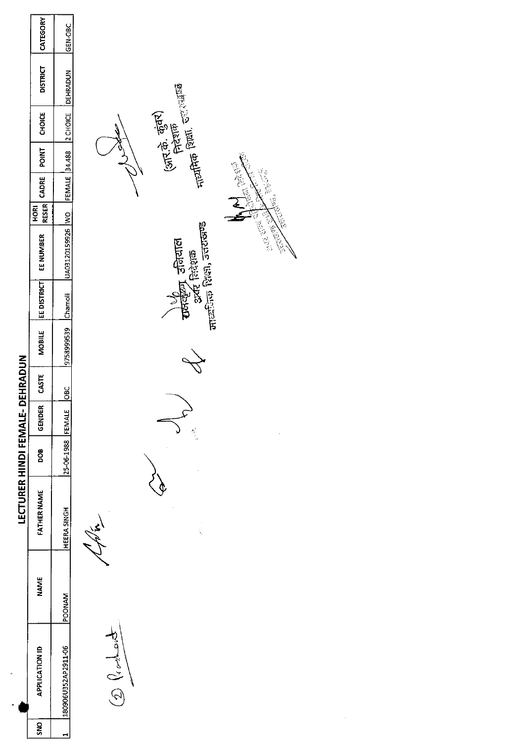# LECTURER HINDI FEMALE- DEHRADUN

| SNO | APPLICATION ID | NAME | FATHER NAME | DOB | GENDER | CASTE | MOBILE | EE DISTRICT | EE NUMBER | HORI RESER | CADRE | POINT | CHOICE | DISTRICT | CATEGORY |
|---|---|---|---|---|---|---|---|---|---|---|---|---|---|---|---|
| 1 | 180906U352AP2911-06 | POONAM | HEERA SINGH | 25-06-1988 | FEMALE | OBC | 9758999539 | Chamoli | UA03120159926 | WO | FEMALE | 34.488 | 2 CHOICE | DEHRADUN | GEN-OBC |

(रूपकृष्ण उनियाल)
अपर निदेशक
माध्यमिक शिक्षा, उत्तराखण्ड

(आर.के. कुंवर)
निदेशक
माध्यमिक शिक्षा, उत्तराखण्ड

अपर राज्य परियोजना निदेशक
उत्तराखण्ड सर्व शिक्षा अभियान, देहरादून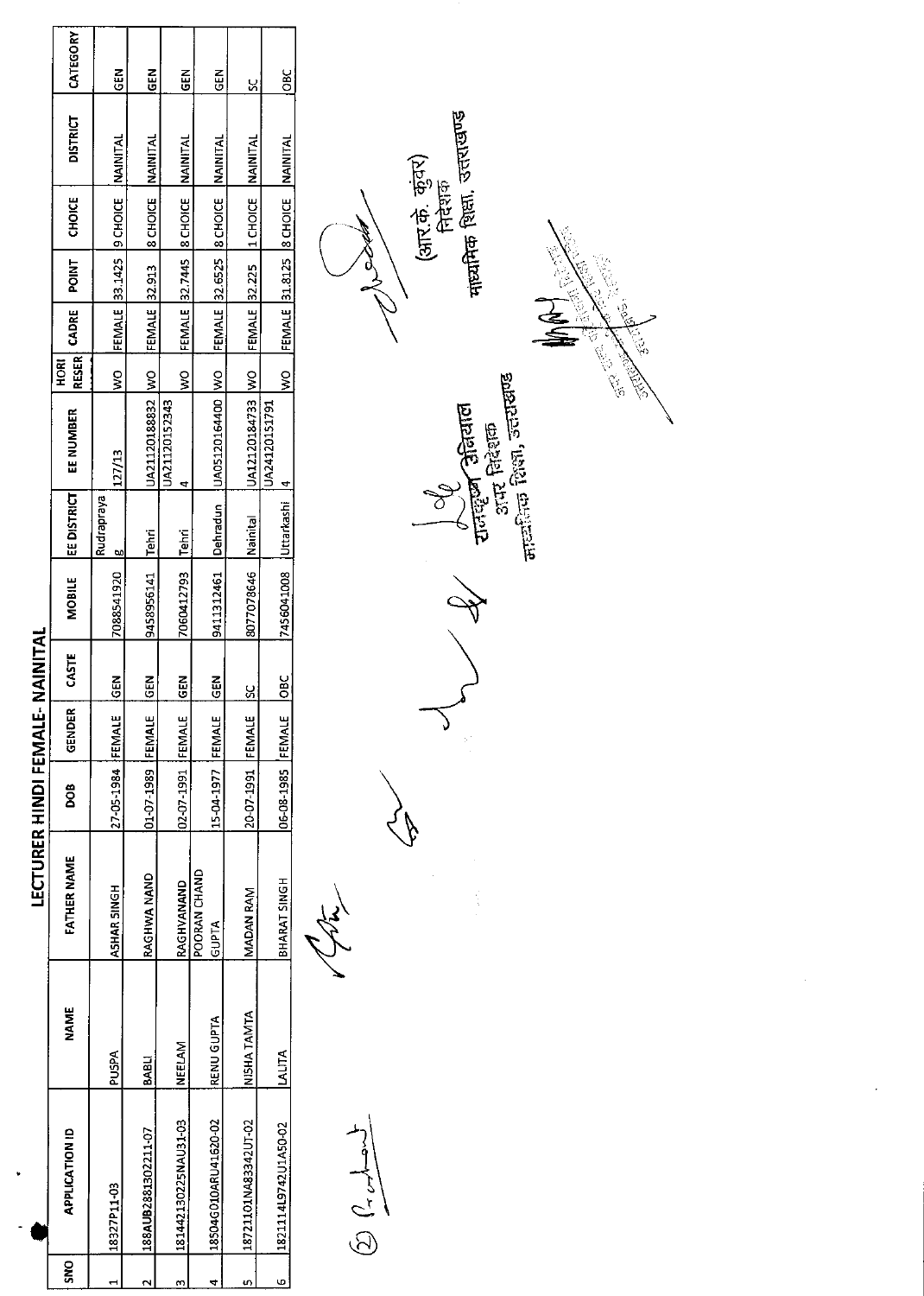# LECTURER HINDI FEMALE- NAINITAL

| SNO | APPLICATION ID | NAME | FATHER NAME | DOB | GENDER | CASTE | MOBILE | EE DISTRICT | EE NUMBER | HORI RESER | CADRE | POINT | CHOICE | DISTRICT | CATEGORY |
|---|---|---|---|---|---|---|---|---|---|---|---|---|---|---|---|
| 1 | 18327P11-03 | PUSPA | ASHAR SINGH | 27-05-1984 | FEMALE | GEN | 7088541920 | Rudraprayag | 127/13 | WO | FEMALE | 33.1425 | 9 CHOICE | NAINITAL | GEN |
| 2 | 188AUB2881302211-07 | BABLI | RAGHWA NAND | 01-07-1989 | FEMALE | GEN | 9458956141 | Tehri | UA21120188832 | WO | FEMALE | 32.913 | 8 CHOICE | NAINITAL | GEN |
| 3 | 18144213022SNAU31-03 | NEELAM | RAGHVANAND | 02-07-1991 | FEMALE | GEN | 7060412793 | Tehri | UA211201523434 | WO | FEMALE | 32.7445 | 8 CHOICE | NAINITAL | GEN |
| 4 | 18504G010ARU41620-02 | RENU GUPTA | POORAN CHAND GUPTA | 15-04-1977 | FEMALE | GEN | 9411312461 | Dehradun | UA05120164400 | WO | FEMALE | 32.6525 | 8 CHOICE | NAINITAL | GEN |
| 5 | 18721101NA83342UT-02 | NISHA TAMTA | MADAN RAM | 20-07-1991 | FEMALE | SC | 8077078646 | Nainital | UA12120184733 | WO | FEMALE | 32.225 | 1 CHOICE | NAINITAL | SC |
| 6 | 182111 4L9742U1A50-02 | LALITA | BHARAT SINGH | 06-08-1985 | FEMALE | OBC | 7456041008 | Uttarkashi | UA241201517914 | WO | FEMALE | 31.8125 | 8 CHOICE | NAINITAL | OBC |

(आर.के. कुंवर)
निदेशक
माध्यमिक शिक्षा, उत्तराखण्ड

अपर निदेशक
माध्यमिक शिक्षा, उत्तराखण्ड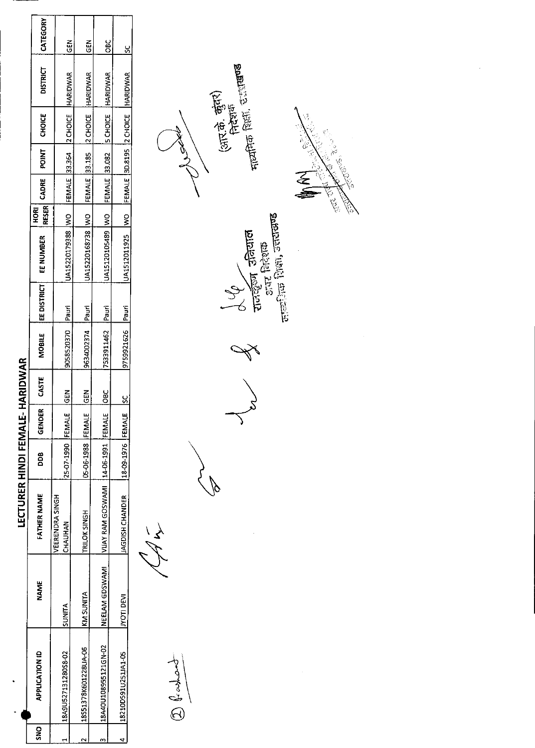# LECTURER HINDI FEMALE- HARIDWAR

| SNO | APPLICATION ID | NAME | FATHER NAME | DOB | GENDER | CASTE | MOBILE | EE DISTRICT | EE NUMBER | HORI RESER | CADRE | POINT | CHOICE | DISTRICT | CATEGORY |
|---|---|---|---|---|---|---|---|---|---|---|---|---|---|---|---|
| 1 | 18A9U52713128058-02 | SUNITA | VEERENDRA SINGH CHAUHAN | 25-07-1990 | FEMALE | GEN | 9058520370 | Pauri | UA15220179388 | WO | FEMALE | 33.364 | 2 CHOICE | HARIDWAR | GEN |
| 2 | 18551378K601228UA-06 | KM SUNITA | TRILOK SINGH | 05-06-1988 | FEMALE | GEN | 9634002374 | Pauri | UA15220168738 | WO | FEMALE | 33.185 | 2 CHOICE | HARIDWAR | GEN |
| 3 | 18A40U108955121GN-02 | NEELAM GOSWAMI | VIJAY RAM GOSWAMI | 14-06-1991 | FEMALE | OBC | 7533911462 | Pauri | UA15120105489 | WO | FEMALE | 33.082 | 5 CHOICE | HARIDWAR | OBC |
| 4 | 18210D591U251UA1-05 | JYOTI DEVI | JAGDISH CHANDER | 18-09-1976 | FEMALE | SC | 9759921626 | Pauri | UA1512011925 | WO | FEMALE | 30.8195 | 2 CHOICE | HARIDWAR | SC |

(आर.के. कुंवर)
निदेशक
माध्यमिक शिक्षा, उत्तराखण्ड

रामकृष्ण उनियाल
अपर निदेशक
माध्यमिक शिक्षा, उत्तराखण्ड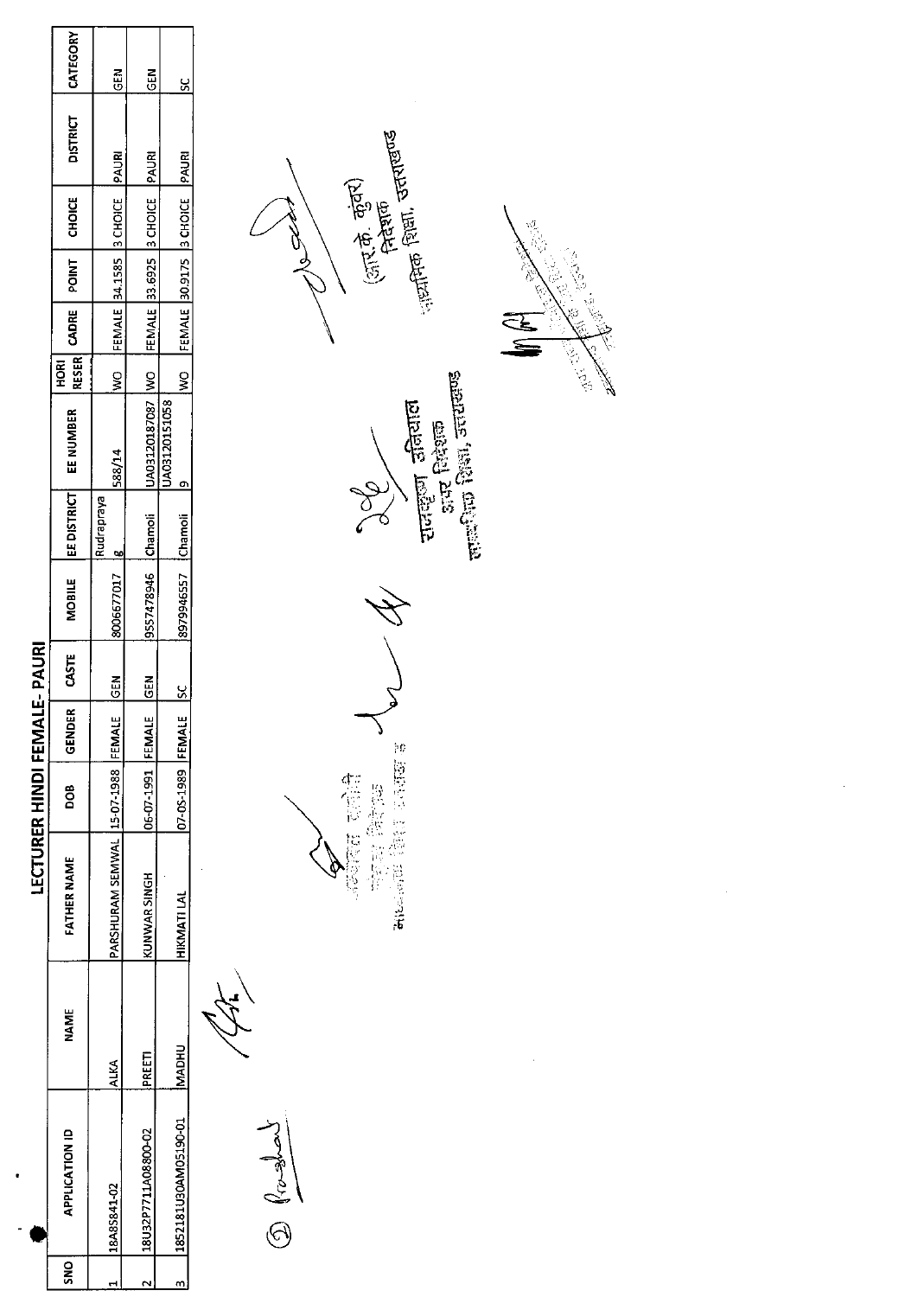# LECTURER HINDI FEMALE- PAURI

| SNO | APPLICATION ID | NAME | FATHER NAME | DOB | GENDER | CASTE | MOBILE | EE DISTRICT | EE NUMBER | HORI RESER | CADRE | POINT | CHOICE | DISTRICT | CATEGORY |
|---|---|---|---|---|---|---|---|---|---|---|---|---|---|---|---|
| 1 | 18A8S841-02 | ALKA | PARSHURAM SEMWAL | 15-07-1988 | FEMALE | GEN | 8006677017 | Rudraprayag | 588/14 | WO | FEMALE | 34.1585 | 3 CHOICE | PAURI | GEN |
| 2 | 18U32P7711A08800-02 | PREETI | KUNWAR SINGH | 06-07-1991 | FEMALE | GEN | 9557478946 | Chamoli | UA03120187087 | WO | FEMALE | 33.6925 | 3 CHOICE | PAURI | GEN |
| 3 | 18S2181U30AM05190-01 | MADHU | HIKMATI LAL | 07-05-1989 | FEMALE | SC | 8979946557 | Chamoli | UA031201510589 | WO | FEMALE | 30.9175 | 3 CHOICE | PAURI | SC |

(आर.के. कुंवर)
निदेशक
माध्यमिक शिक्षा, उत्तराखण्ड

रामकृष्ण उनियाल
अपर निदेशक
माध्यमिक शिक्षा, उत्तराखण्ड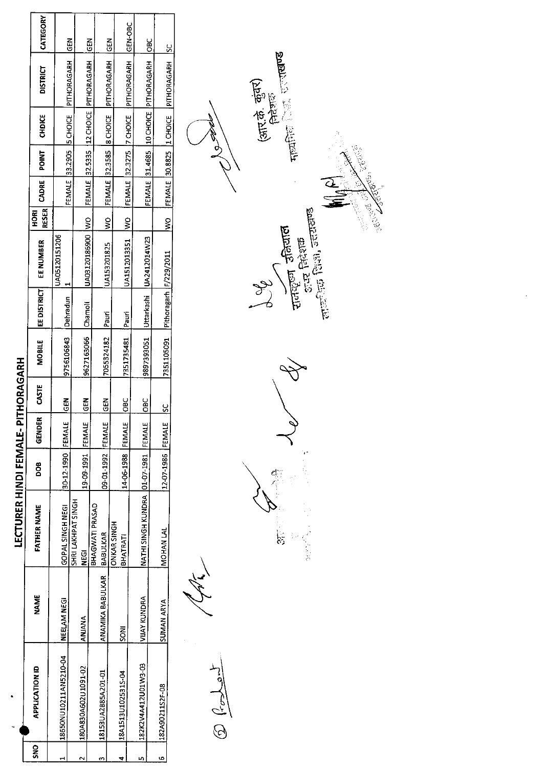## LECTURER HINDI FEMALE- PITHORAGARH

| SNO | APPLICATION ID | NAME | FATHER NAME | DOB | GENDER | CASTE | MOBILE | EE DISTRICT | EE NUMBER | HORI RESER | CADRE | POINT | CHOICE | DISTRICT | CATEGORY |
|---|---|---|---|---|---|---|---|---|---|---|---|---|---|---|---|
| 1 | 18650NU10211AN5210-04 | NEELAM NEGI | GOPAL SINGH NEGI | 30-12-1990 | FEMALE | GEN | 9756106843 | Dehradun | UA05120151206 1 | | FEMALE | 33.2905 | 5 CHOICE | PITHORAGARH | GEN |
| 2 | 180A830A602U1091-02 | ANJANA | SHRI LAKHPAT SINGH NEGI | 19-09-1991 | FEMALE | GEN | 9627163066 | Chamoli | UA03120186900 | WO | FEMALE | 32.5335 | 12 CHOICE | PITHORAGARH | GEN |
| 3 | 18153UA2885A201-01 | ANAMIKA BABULKAR | BHAGWATI PRASAD BABULKAR | 09-01-1992 | FEMALE | GEN | 7055324182 | Pauri | UA153201825 | WO | FEMALE | 32.3585 | 8 CHOICE | PITHORAGARH | GEN |
| 4 | 18A1513U102531S-04 | SONI | ONKAR SINGH BHATRATI | 14-06-1988 | FEMALE | OBC | 7351735481 | Pauri | UA151201351 | WO | FEMALE | 32.3275 | 7 CHOICE | PITHORAGARH | GEN-OBC |
| 5 | 182K2V4A412U01W3-03 | VIJAY KUNDRA | NATHI SINGH KUNDRA | 01-07-1981 | FEMALE | OBC | 9897393051 | Uttarkashi | UA2412014W23 | | FEMALE | 31.4685 | 10 CHOICE | PITHORAGARH | OBC |
| 6 | 182A90211S2F-08 | SUMAN ARYA | MOHAN LAL | 12-07-1986 | FEMALE | SC | 7351105091 | Pithoragarh | F/229/2011 | WO | FEMALE | 30.8825 | 1 CHOICE | PITHORAGARH | SC |

रामकृष्ण उनियाल
उप निदेशक
माध्यमिक शिक्षा, उत्तराखण्ड

(आर.के. कुंवर)
निदेशक
माध्यमिक शिक्षा, उत्तराखण्ड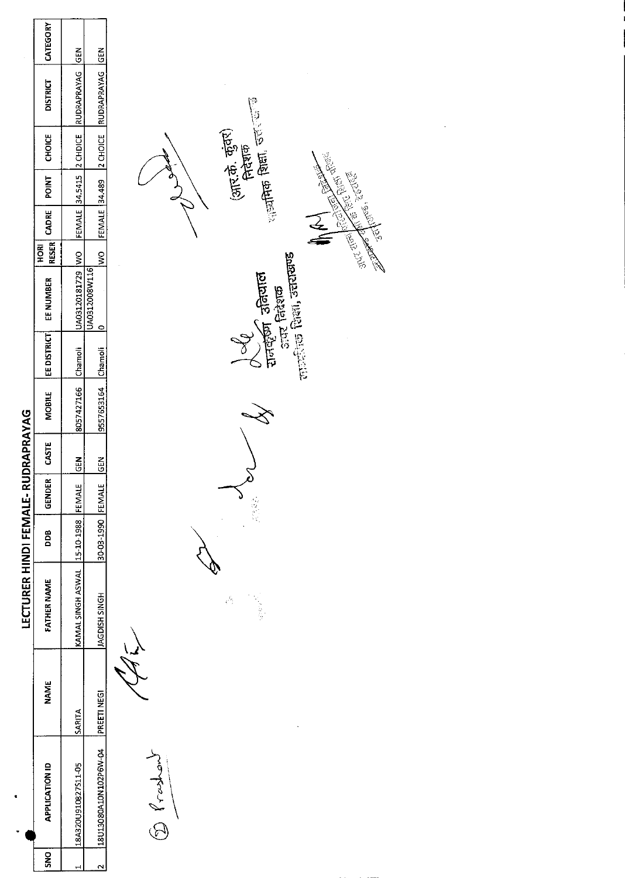# LECTURER HINDI FEMALE- RUDRAPRAYAG

| SNO | APPLICATION ID | NAME | FATHER NAME | DDB | GENDER | CASTE | MOBILE | EE DISTRICT | EE NUMBER | HORI RESER | CADRE | POINT | CHOICE | DISTRICT | CATEGORY |
|---|---|---|---|---|---|---|---|---|---|---|---|---|---|---|---|
| 1 | 18A320U91082751I-05 | SARITA | KAMAL SINGH ASWAL | 15-10-1988 | FEMALE | GEN | 8057427166 | Chamoli | UA0312018I729 | WO | FEMALE | 34.5415 | 2 CHOICE | RUDRAPRAYAG | GEN |
| 2 | 18U1308OA10N102P6W-04 | PREETI NEGI | JAGDISH SINGH | 30-03-1990 | FEMALE | GEN | 9557653164 | Chamoli | UA0312008W1160 | WO | FEMALE | 34.489 | 2 CHOICE | RUDRAPRAYAG | GEN |

(आर.के. कुंवर)
निदेशक
माध्यमिक शिक्षा, उत्तराखण्ड

रामकृष्ण उनियाल
अपर निदेशक
माध्यमिक शिक्षा, उत्तराखण्ड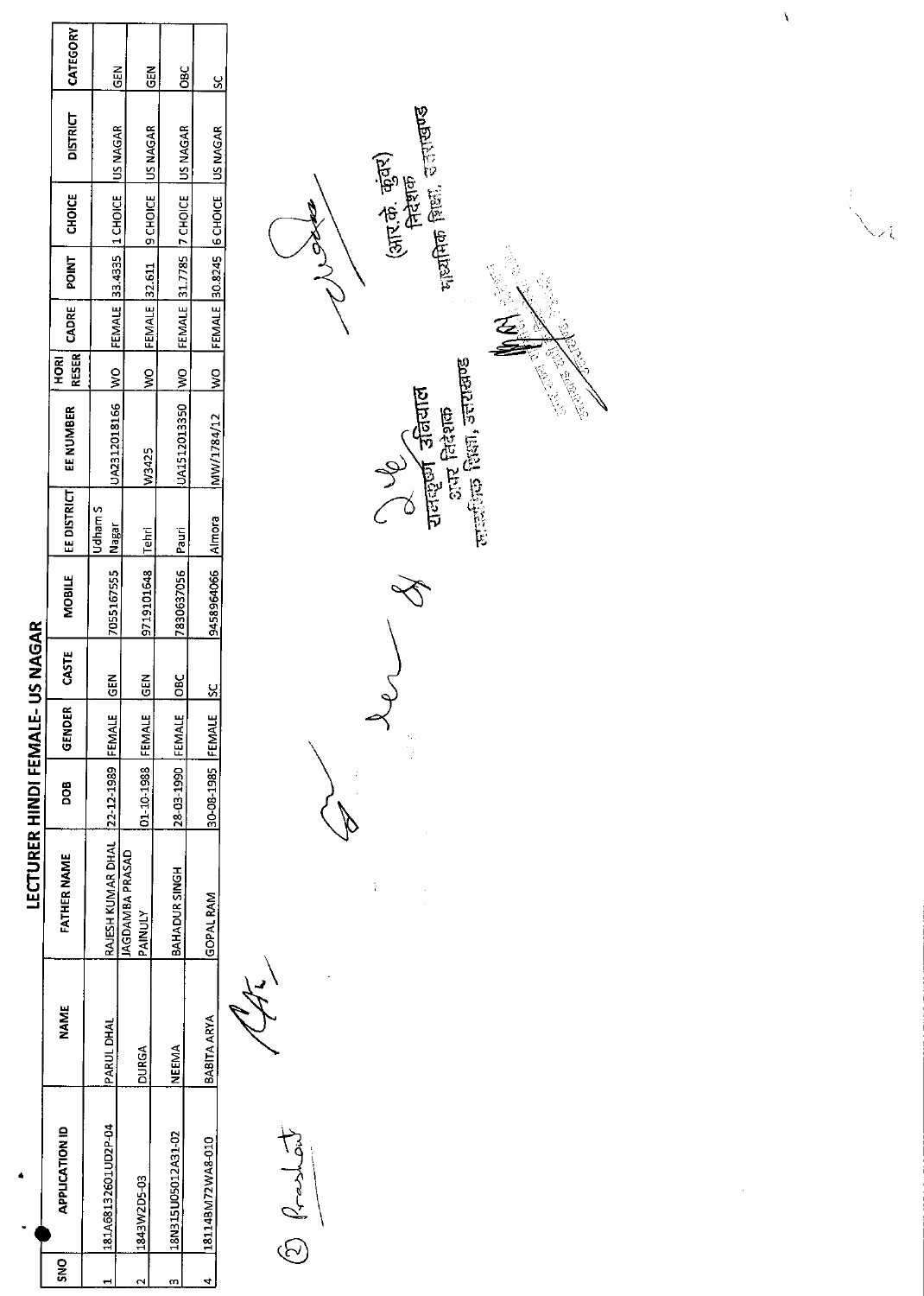# LECTURER HINDI FEMALE- US NAGAR

| SNO | APPLICATION ID | NAME | FATHER NAME | DOB | GENDER | CASTE | MOBILE | EE DISTRICT | EE NUMBER | HORI RESER | CADRE | POINT | CHOICE | DISTRICT | CATEGORY |
|---|---|---|---|---|---|---|---|---|---|---|---|---|---|---|---|
| 1 | 181A6813260​1UD2P-04 | PARUL DHAL | RAJESH KUMAR DHAL | 22-12-1989 | FEMALE | GEN | 7055167555 | Udham S Nagar | UA231201816​6 | WO | FEMALE | 33.4335 | 1 CHOICE | US NAGAR | GEN |
| 2 | 1843W2D5-03 | DURGA | JAGDAMBA PRASAD PAINULY | 01-10-1988 | FEMALE | GEN | 9719101648 | Tehri | W3425 | WO | FEMALE | 32.611 | 9 CHOICE | US NAGAR | GEN |
| 3 | 18N315U05012A31-02 | NEEMA | BAHADUR SINGH | 28-03-1990 | FEMALE | OBC | 7830637056 | Pauri | UA151201335​0 | WO | FEMALE | 31.7785 | 7 CHOICE | US NAGAR | OBC |
| 4 | 18114BM72WA8-010 | BABITA ARYA | GOPAL RAM | 30-08-1985 | FEMALE | SC | 9458964066 | Almora | MW/1784/12 | WO | FEMALE | 30.8245 | 6 CHOICE | US NAGAR | SC |

(राजपूत उनियाल)
अपर निदेशक
माध्यमिक शिक्षा, उत्तराखण्ड

(आर.के. कुंवर)
निदेशक
माध्यमिक शिक्षा, उत्तराखण्ड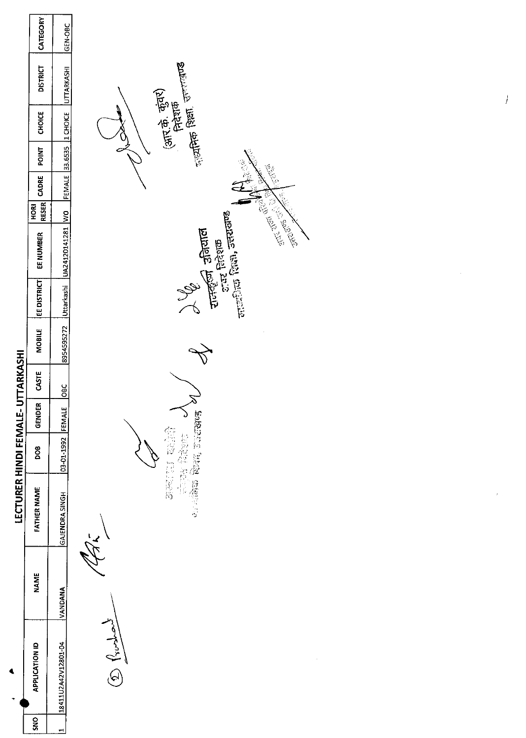# LECTURER HINDI FEMALE- UTTARKASHI

| SNO | APPLICATION ID | NAME | FATHER NAME | DOB | GENDER | CASTE | MOBILE | EE DISTRICT | EE NUMBER | HORI RESER | CADRE | POINT | CHOICE | DISTRICT | CATEGORY |
|---|---|---|---|---|---|---|---|---|---|---|---|---|---|---|---|
| 1 | 18411U2A42V12801-04 | VANDANA | GAJENDRA SINGH | 03-01-1992 | FEMALE | OBC | 8954595272 | Uttarkashi | UA2412014 1281 | WO | FEMALE | 33.6535 | 1 CHOICE | UTTARKASHI | GEN-OBC |

(आर.के. कुंवर)
निदेशक
माध्यमिक शिक्षा, उत्तराखण्ड

रामकृष्ण उनियाल
उप निदेशक
माध्यमिक शिक्षा, उत्तराखण्ड

उप निदेशक
माध्यमिक शिक्षा, उत्तराखण्ड